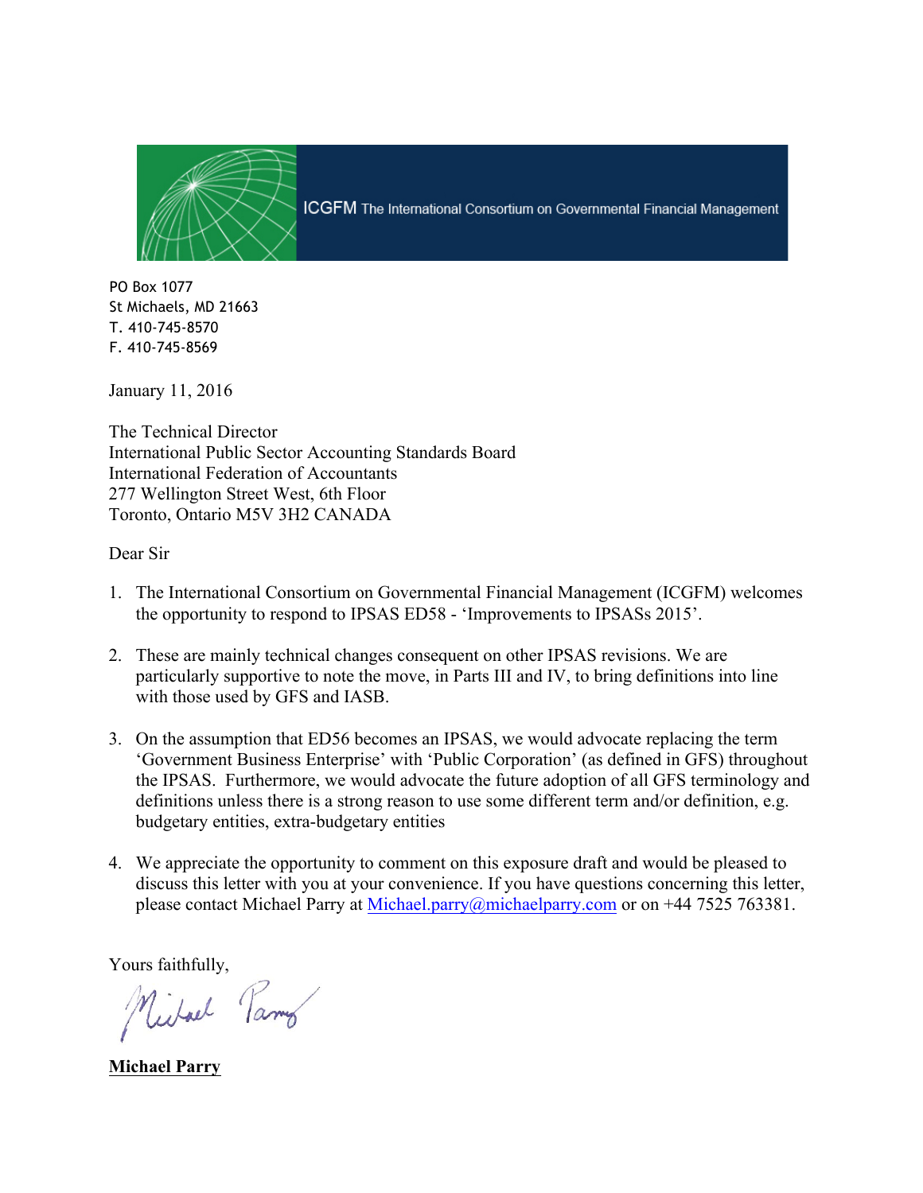ICGFM The International Consortium on Governmental Financial Management

PO Box 1077
St Michaels, MD 21663
T. 410-745-8570
F. 410-745-8569

January 11, 2016

The Technical Director
International Public Sector Accounting Standards Board
International Federation of Accountants
277 Wellington Street West, 6th Floor
Toronto, Ontario M5V 3H2 CANADA

Dear Sir

1. The International Consortium on Governmental Financial Management (ICGFM) welcomes the opportunity to respond to IPSAS ED58 - 'Improvements to IPSASs 2015'.

2. These are mainly technical changes consequent on other IPSAS revisions. We are particularly supportive to note the move, in Parts III and IV, to bring definitions into line with those used by GFS and IASB.

3. On the assumption that ED56 becomes an IPSAS, we would advocate replacing the term 'Government Business Enterprise' with 'Public Corporation' (as defined in GFS) throughout the IPSAS. Furthermore, we would advocate the future adoption of all GFS terminology and definitions unless there is a strong reason to use some different term and/or definition, e.g. budgetary entities, extra-budgetary entities

4. We appreciate the opportunity to comment on this exposure draft and would be pleased to discuss this letter with you at your convenience. If you have questions concerning this letter, please contact Michael Parry at Michael.parry@michaelparry.com or on +44 7525 763381.

Yours faithfully,

**Michael Parry**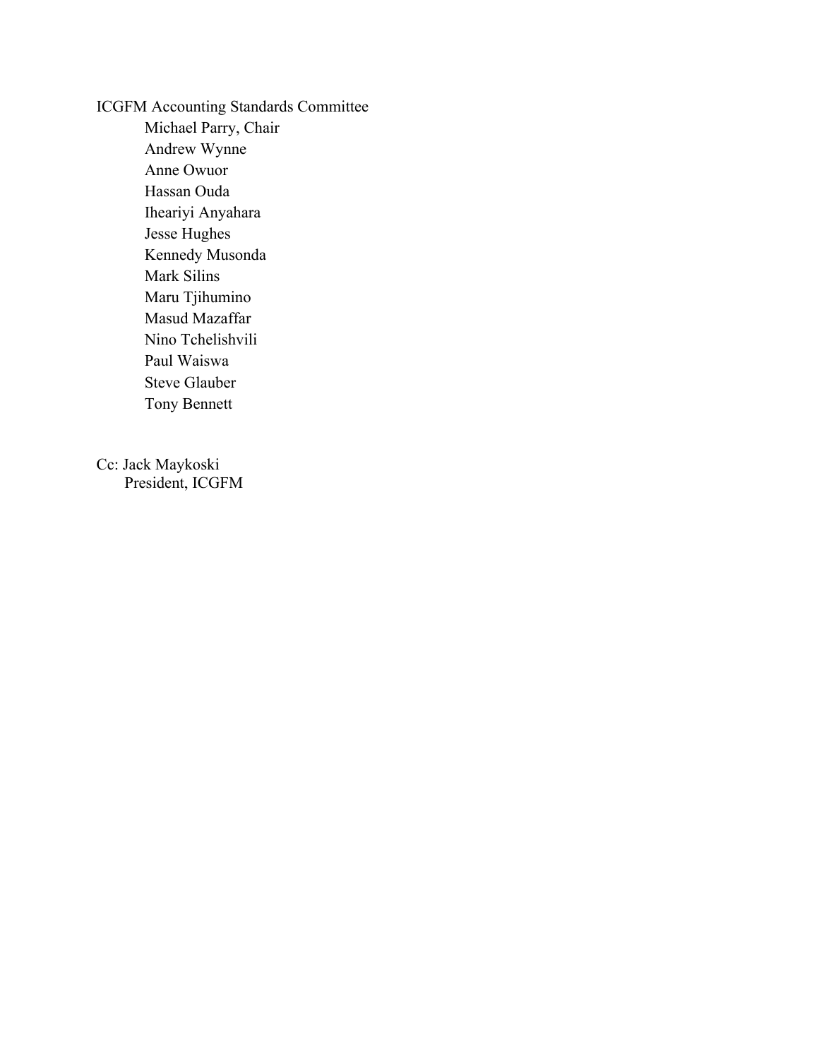ICGFM Accounting Standards Committee

Michael Parry, Chair
Andrew Wynne
Anne Owuor
Hassan Ouda
Iheariyi Anyahara
Jesse Hughes
Kennedy Musonda
Mark Silins
Maru Tjihumino
Masud Mazaffar
Nino Tchelishvili
Paul Waiswa
Steve Glauber
Tony Bennett

Cc: Jack Maykoski
President, ICGFM